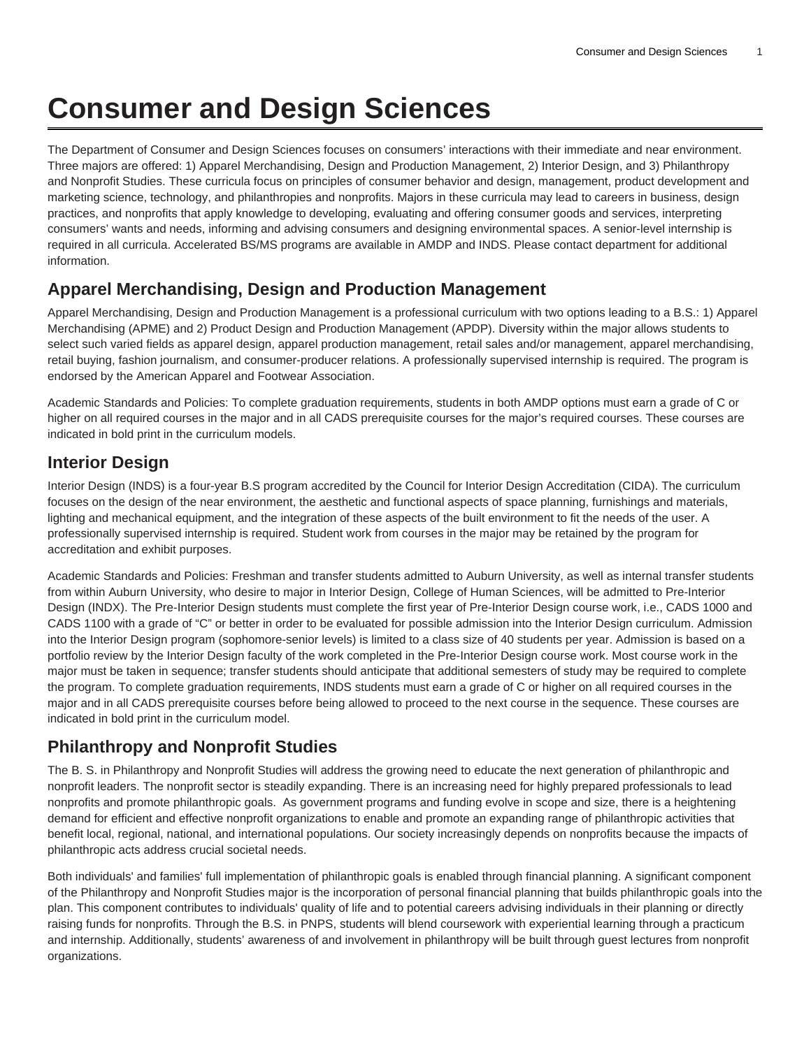# Consumer and Design Sciences

The Department of Consumer and Design Sciences focuses on consumers' interactions with their immediate and near environment. Three majors are offered: 1) Apparel Merchandising, Design and Production Management, 2) Interior Design, and 3) Philanthropy and Nonprofit Studies. These curricula focus on principles of consumer behavior and design, management, product development and marketing science, technology, and philanthropies and nonprofits. Majors in these curricula may lead to careers in business, design practices, and nonprofits that apply knowledge to developing, evaluating and offering consumer goods and services, interpreting consumers' wants and needs, informing and advising consumers and designing environmental spaces. A senior-level internship is required in all curricula. Accelerated BS/MS programs are available in AMDP and INDS. Please contact department for additional information.

## Apparel Merchandising, Design and Production Management

Apparel Merchandising, Design and Production Management is a professional curriculum with two options leading to a B.S.: 1) Apparel Merchandising (APME) and 2) Product Design and Production Management (APDP). Diversity within the major allows students to select such varied fields as apparel design, apparel production management, retail sales and/or management, apparel merchandising, retail buying, fashion journalism, and consumer-producer relations. A professionally supervised internship is required. The program is endorsed by the American Apparel and Footwear Association.

Academic Standards and Policies: To complete graduation requirements, students in both AMDP options must earn a grade of C or higher on all required courses in the major and in all CADS prerequisite courses for the major's required courses. These courses are indicated in bold print in the curriculum models.

## Interior Design

Interior Design (INDS) is a four-year B.S program accredited by the Council for Interior Design Accreditation (CIDA). The curriculum focuses on the design of the near environment, the aesthetic and functional aspects of space planning, furnishings and materials, lighting and mechanical equipment, and the integration of these aspects of the built environment to fit the needs of the user. A professionally supervised internship is required. Student work from courses in the major may be retained by the program for accreditation and exhibit purposes.

Academic Standards and Policies: Freshman and transfer students admitted to Auburn University, as well as internal transfer students from within Auburn University, who desire to major in Interior Design, College of Human Sciences, will be admitted to Pre-Interior Design (INDX). The Pre-Interior Design students must complete the first year of Pre-Interior Design course work, i.e., CADS 1000 and CADS 1100 with a grade of "C" or better in order to be evaluated for possible admission into the Interior Design curriculum. Admission into the Interior Design program (sophomore-senior levels) is limited to a class size of 40 students per year. Admission is based on a portfolio review by the Interior Design faculty of the work completed in the Pre-Interior Design course work. Most course work in the major must be taken in sequence; transfer students should anticipate that additional semesters of study may be required to complete the program. To complete graduation requirements, INDS students must earn a grade of C or higher on all required courses in the major and in all CADS prerequisite courses before being allowed to proceed to the next course in the sequence. These courses are indicated in bold print in the curriculum model.

## Philanthropy and Nonprofit Studies

The B. S. in Philanthropy and Nonprofit Studies will address the growing need to educate the next generation of philanthropic and nonprofit leaders. The nonprofit sector is steadily expanding. There is an increasing need for highly prepared professionals to lead nonprofits and promote philanthropic goals. As government programs and funding evolve in scope and size, there is a heightening demand for efficient and effective nonprofit organizations to enable and promote an expanding range of philanthropic activities that benefit local, regional, national, and international populations. Our society increasingly depends on nonprofits because the impacts of philanthropic acts address crucial societal needs.

Both individuals' and families' full implementation of philanthropic goals is enabled through financial planning. A significant component of the Philanthropy and Nonprofit Studies major is the incorporation of personal financial planning that builds philanthropic goals into the plan. This component contributes to individuals' quality of life and to potential careers advising individuals in their planning or directly raising funds for nonprofits. Through the B.S. in PNPS, students will blend coursework with experiential learning through a practicum and internship. Additionally, students' awareness of and involvement in philanthropy will be built through guest lectures from nonprofit organizations.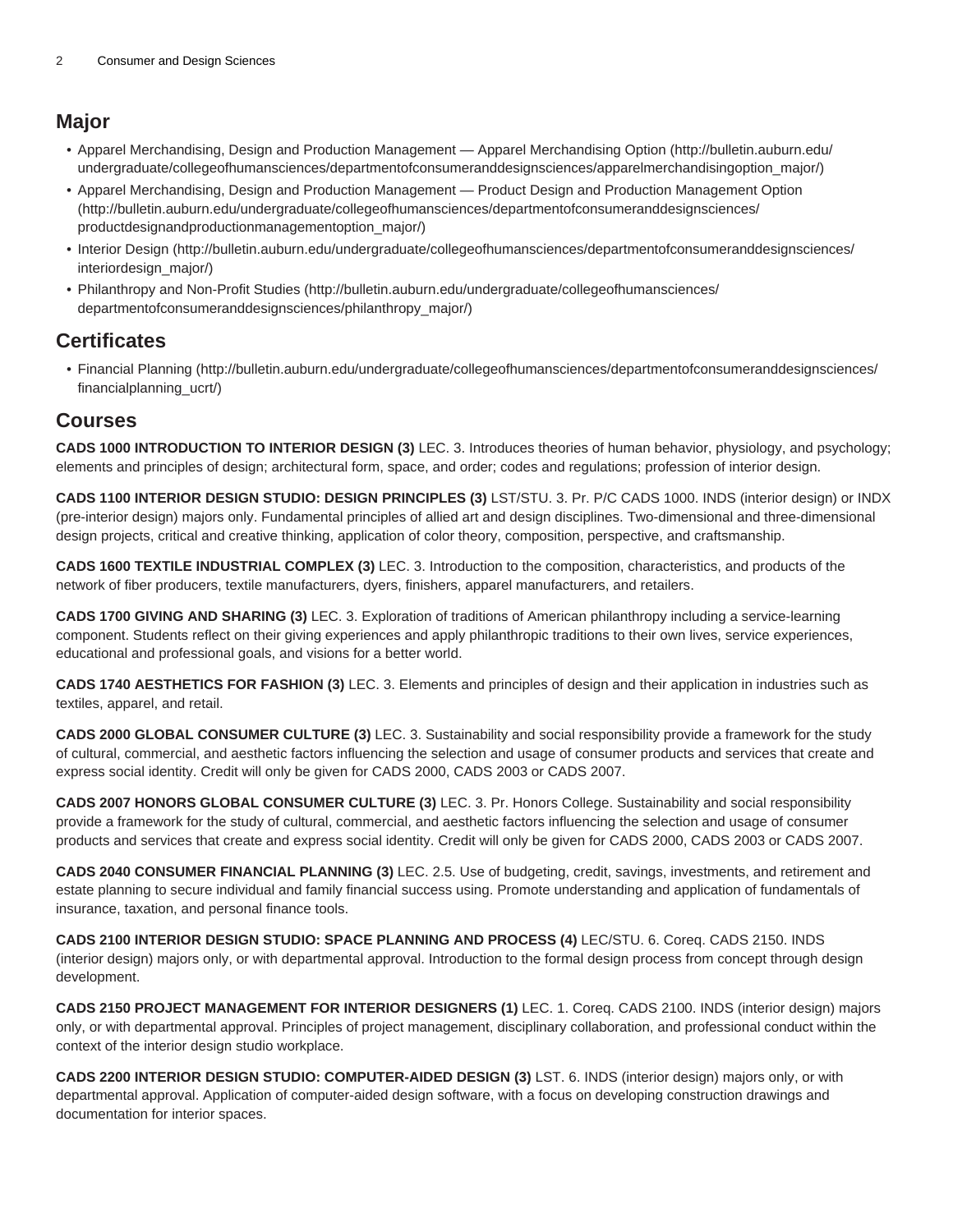## Major

- Apparel Merchandising, Design and Production Management — Apparel Merchandising Option (http://bulletin.auburn.edu/undergraduate/collegeofhumansciences/departmentofconsumeranddesignsciences/apparelmerchandisingoption_major/)
- Apparel Merchandising, Design and Production Management — Product Design and Production Management Option (http://bulletin.auburn.edu/undergraduate/collegeofhumansciences/departmentofconsumeranddesignsciences/productdesignandproductionmanagementoption_major/)
- Interior Design (http://bulletin.auburn.edu/undergraduate/collegeofhumansciences/departmentofconsumeranddesignsciences/interiordesign_major/)
- Philanthropy and Non-Profit Studies (http://bulletin.auburn.edu/undergraduate/collegeofhumansciences/departmentofconsumeranddesignsciences/philanthropy_major/)

## Certificates

- Financial Planning (http://bulletin.auburn.edu/undergraduate/collegeofhumansciences/departmentofconsumeranddesignsciences/financialplanning_ucrt/)

## Courses

**CADS 1000 INTRODUCTION TO INTERIOR DESIGN (3)** LEC. 3. Introduces theories of human behavior, physiology, and psychology; elements and principles of design; architectural form, space, and order; codes and regulations; profession of interior design.

**CADS 1100 INTERIOR DESIGN STUDIO: DESIGN PRINCIPLES (3)** LST/STU. 3. Pr. P/C CADS 1000. INDS (interior design) or INDX (pre-interior design) majors only. Fundamental principles of allied art and design disciplines. Two-dimensional and three-dimensional design projects, critical and creative thinking, application of color theory, composition, perspective, and craftsmanship.

**CADS 1600 TEXTILE INDUSTRIAL COMPLEX (3)** LEC. 3. Introduction to the composition, characteristics, and products of the network of fiber producers, textile manufacturers, dyers, finishers, apparel manufacturers, and retailers.

**CADS 1700 GIVING AND SHARING (3)** LEC. 3. Exploration of traditions of American philanthropy including a service-learning component. Students reflect on their giving experiences and apply philanthropic traditions to their own lives, service experiences, educational and professional goals, and visions for a better world.

**CADS 1740 AESTHETICS FOR FASHION (3)** LEC. 3. Elements and principles of design and their application in industries such as textiles, apparel, and retail.

**CADS 2000 GLOBAL CONSUMER CULTURE (3)** LEC. 3. Sustainability and social responsibility provide a framework for the study of cultural, commercial, and aesthetic factors influencing the selection and usage of consumer products and services that create and express social identity. Credit will only be given for CADS 2000, CADS 2003 or CADS 2007.

**CADS 2007 HONORS GLOBAL CONSUMER CULTURE (3)** LEC. 3. Pr. Honors College. Sustainability and social responsibility provide a framework for the study of cultural, commercial, and aesthetic factors influencing the selection and usage of consumer products and services that create and express social identity. Credit will only be given for CADS 2000, CADS 2003 or CADS 2007.

**CADS 2040 CONSUMER FINANCIAL PLANNING (3)** LEC. 2.5. Use of budgeting, credit, savings, investments, and retirement and estate planning to secure individual and family financial success using. Promote understanding and application of fundamentals of insurance, taxation, and personal finance tools.

**CADS 2100 INTERIOR DESIGN STUDIO: SPACE PLANNING AND PROCESS (4)** LEC/STU. 6. Coreq. CADS 2150. INDS (interior design) majors only, or with departmental approval. Introduction to the formal design process from concept through design development.

**CADS 2150 PROJECT MANAGEMENT FOR INTERIOR DESIGNERS (1)** LEC. 1. Coreq. CADS 2100. INDS (interior design) majors only, or with departmental approval. Principles of project management, disciplinary collaboration, and professional conduct within the context of the interior design studio workplace.

**CADS 2200 INTERIOR DESIGN STUDIO: COMPUTER-AIDED DESIGN (3)** LST. 6. INDS (interior design) majors only, or with departmental approval. Application of computer-aided design software, with a focus on developing construction drawings and documentation for interior spaces.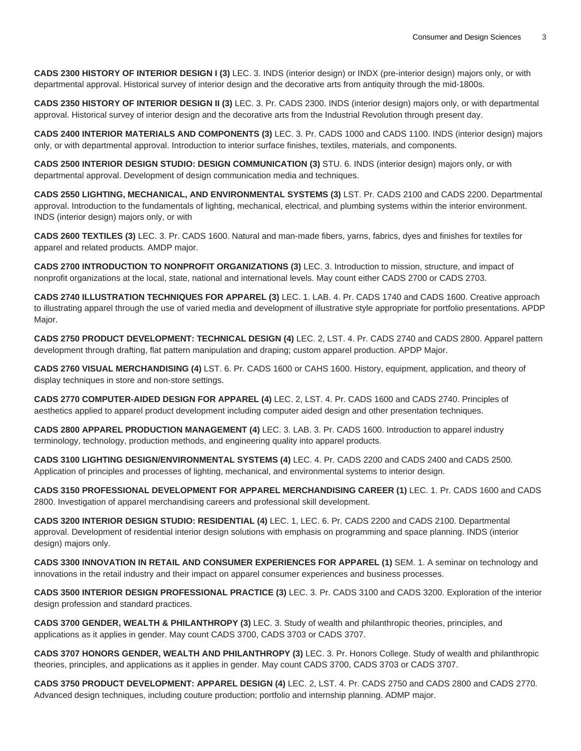**CADS 2300 HISTORY OF INTERIOR DESIGN I (3)** LEC. 3. INDS (interior design) or INDX (pre-interior design) majors only, or with departmental approval. Historical survey of interior design and the decorative arts from antiquity through the mid-1800s.

**CADS 2350 HISTORY OF INTERIOR DESIGN II (3)** LEC. 3. Pr. CADS 2300. INDS (interior design) majors only, or with departmental approval. Historical survey of interior design and the decorative arts from the Industrial Revolution through present day.

**CADS 2400 INTERIOR MATERIALS AND COMPONENTS (3)** LEC. 3. Pr. CADS 1000 and CADS 1100. INDS (interior design) majors only, or with departmental approval. Introduction to interior surface finishes, textiles, materials, and components.

**CADS 2500 INTERIOR DESIGN STUDIO: DESIGN COMMUNICATION (3)** STU. 6. INDS (interior design) majors only, or with departmental approval. Development of design communication media and techniques.

**CADS 2550 LIGHTING, MECHANICAL, AND ENVIRONMENTAL SYSTEMS (3)** LST. Pr. CADS 2100 and CADS 2200. Departmental approval. Introduction to the fundamentals of lighting, mechanical, electrical, and plumbing systems within the interior environment. INDS (interior design) majors only, or with

**CADS 2600 TEXTILES (3)** LEC. 3. Pr. CADS 1600. Natural and man-made fibers, yarns, fabrics, dyes and finishes for textiles for apparel and related products. AMDP major.

**CADS 2700 INTRODUCTION TO NONPROFIT ORGANIZATIONS (3)** LEC. 3. Introduction to mission, structure, and impact of nonprofit organizations at the local, state, national and international levels. May count either CADS 2700 or CADS 2703.

**CADS 2740 ILLUSTRATION TECHNIQUES FOR APPAREL (3)** LEC. 1. LAB. 4. Pr. CADS 1740 and CADS 1600. Creative approach to illustrating apparel through the use of varied media and development of illustrative style appropriate for portfolio presentations. APDP Major.

**CADS 2750 PRODUCT DEVELOPMENT: TECHNICAL DESIGN (4)** LEC. 2, LST. 4. Pr. CADS 2740 and CADS 2800. Apparel pattern development through drafting, flat pattern manipulation and draping; custom apparel production. APDP Major.

**CADS 2760 VISUAL MERCHANDISING (4)** LST. 6. Pr. CADS 1600 or CAHS 1600. History, equipment, application, and theory of display techniques in store and non-store settings.

**CADS 2770 COMPUTER-AIDED DESIGN FOR APPAREL (4)** LEC. 2, LST. 4. Pr. CADS 1600 and CADS 2740. Principles of aesthetics applied to apparel product development including computer aided design and other presentation techniques.

**CADS 2800 APPAREL PRODUCTION MANAGEMENT (4)** LEC. 3. LAB. 3. Pr. CADS 1600. Introduction to apparel industry terminology, technology, production methods, and engineering quality into apparel products.

**CADS 3100 LIGHTING DESIGN/ENVIRONMENTAL SYSTEMS (4)** LEC. 4. Pr. CADS 2200 and CADS 2400 and CADS 2500. Application of principles and processes of lighting, mechanical, and environmental systems to interior design.

**CADS 3150 PROFESSIONAL DEVELOPMENT FOR APPAREL MERCHANDISING CAREER (1)** LEC. 1. Pr. CADS 1600 and CADS 2800. Investigation of apparel merchandising careers and professional skill development.

**CADS 3200 INTERIOR DESIGN STUDIO: RESIDENTIAL (4)** LEC. 1, LEC. 6. Pr. CADS 2200 and CADS 2100. Departmental approval. Development of residential interior design solutions with emphasis on programming and space planning. INDS (interior design) majors only.

**CADS 3300 INNOVATION IN RETAIL AND CONSUMER EXPERIENCES FOR APPAREL (1)** SEM. 1. A seminar on technology and innovations in the retail industry and their impact on apparel consumer experiences and business processes.

**CADS 3500 INTERIOR DESIGN PROFESSIONAL PRACTICE (3)** LEC. 3. Pr. CADS 3100 and CADS 3200. Exploration of the interior design profession and standard practices.

**CADS 3700 GENDER, WEALTH & PHILANTHROPY (3)** LEC. 3. Study of wealth and philanthropic theories, principles, and applications as it applies in gender. May count CADS 3700, CADS 3703 or CADS 3707.

**CADS 3707 HONORS GENDER, WEALTH AND PHILANTHROPY (3)** LEC. 3. Pr. Honors College. Study of wealth and philanthropic theories, principles, and applications as it applies in gender. May count CADS 3700, CADS 3703 or CADS 3707.

**CADS 3750 PRODUCT DEVELOPMENT: APPAREL DESIGN (4)** LEC. 2, LST. 4. Pr. CADS 2750 and CADS 2800 and CADS 2770. Advanced design techniques, including couture production; portfolio and internship planning. ADMP major.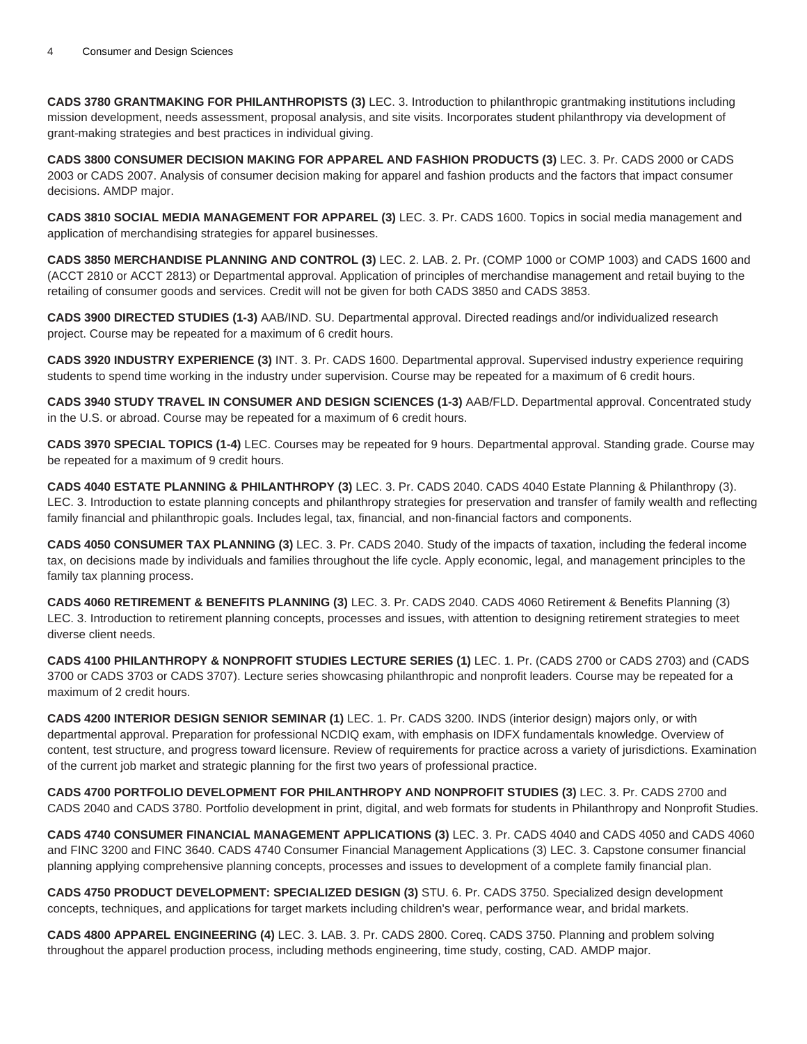**CADS 3780 GRANTMAKING FOR PHILANTHROPISTS (3)** LEC. 3. Introduction to philanthropic grantmaking institutions including mission development, needs assessment, proposal analysis, and site visits. Incorporates student philanthropy via development of grant-making strategies and best practices in individual giving.

**CADS 3800 CONSUMER DECISION MAKING FOR APPAREL AND FASHION PRODUCTS (3)** LEC. 3. Pr. CADS 2000 or CADS 2003 or CADS 2007. Analysis of consumer decision making for apparel and fashion products and the factors that impact consumer decisions. AMDP major.

**CADS 3810 SOCIAL MEDIA MANAGEMENT FOR APPAREL (3)** LEC. 3. Pr. CADS 1600. Topics in social media management and application of merchandising strategies for apparel businesses.

**CADS 3850 MERCHANDISE PLANNING AND CONTROL (3)** LEC. 2. LAB. 2. Pr. (COMP 1000 or COMP 1003) and CADS 1600 and (ACCT 2810 or ACCT 2813) or Departmental approval. Application of principles of merchandise management and retail buying to the retailing of consumer goods and services. Credit will not be given for both CADS 3850 and CADS 3853.

**CADS 3900 DIRECTED STUDIES (1-3)** AAB/IND. SU. Departmental approval. Directed readings and/or individualized research project. Course may be repeated for a maximum of 6 credit hours.

**CADS 3920 INDUSTRY EXPERIENCE (3)** INT. 3. Pr. CADS 1600. Departmental approval. Supervised industry experience requiring students to spend time working in the industry under supervision. Course may be repeated for a maximum of 6 credit hours.

**CADS 3940 STUDY TRAVEL IN CONSUMER AND DESIGN SCIENCES (1-3)** AAB/FLD. Departmental approval. Concentrated study in the U.S. or abroad. Course may be repeated for a maximum of 6 credit hours.

**CADS 3970 SPECIAL TOPICS (1-4)** LEC. Courses may be repeated for 9 hours. Departmental approval. Standing grade. Course may be repeated for a maximum of 9 credit hours.

**CADS 4040 ESTATE PLANNING & PHILANTHROPY (3)** LEC. 3. Pr. CADS 2040. CADS 4040 Estate Planning & Philanthropy (3). LEC. 3. Introduction to estate planning concepts and philanthropy strategies for preservation and transfer of family wealth and reflecting family financial and philanthropic goals. Includes legal, tax, financial, and non-financial factors and components.

**CADS 4050 CONSUMER TAX PLANNING (3)** LEC. 3. Pr. CADS 2040. Study of the impacts of taxation, including the federal income tax, on decisions made by individuals and families throughout the life cycle. Apply economic, legal, and management principles to the family tax planning process.

**CADS 4060 RETIREMENT & BENEFITS PLANNING (3)** LEC. 3. Pr. CADS 2040. CADS 4060 Retirement & Benefits Planning (3) LEC. 3. Introduction to retirement planning concepts, processes and issues, with attention to designing retirement strategies to meet diverse client needs.

**CADS 4100 PHILANTHROPY & NONPROFIT STUDIES LECTURE SERIES (1)** LEC. 1. Pr. (CADS 2700 or CADS 2703) and (CADS 3700 or CADS 3703 or CADS 3707). Lecture series showcasing philanthropic and nonprofit leaders. Course may be repeated for a maximum of 2 credit hours.

**CADS 4200 INTERIOR DESIGN SENIOR SEMINAR (1)** LEC. 1. Pr. CADS 3200. INDS (interior design) majors only, or with departmental approval. Preparation for professional NCDIQ exam, with emphasis on IDFX fundamentals knowledge. Overview of content, test structure, and progress toward licensure. Review of requirements for practice across a variety of jurisdictions. Examination of the current job market and strategic planning for the first two years of professional practice.

**CADS 4700 PORTFOLIO DEVELOPMENT FOR PHILANTHROPY AND NONPROFIT STUDIES (3)** LEC. 3. Pr. CADS 2700 and CADS 2040 and CADS 3780. Portfolio development in print, digital, and web formats for students in Philanthropy and Nonprofit Studies.

**CADS 4740 CONSUMER FINANCIAL MANAGEMENT APPLICATIONS (3)** LEC. 3. Pr. CADS 4040 and CADS 4050 and CADS 4060 and FINC 3200 and FINC 3640. CADS 4740 Consumer Financial Management Applications (3) LEC. 3. Capstone consumer financial planning applying comprehensive planning concepts, processes and issues to development of a complete family financial plan.

**CADS 4750 PRODUCT DEVELOPMENT: SPECIALIZED DESIGN (3)** STU. 6. Pr. CADS 3750. Specialized design development concepts, techniques, and applications for target markets including children's wear, performance wear, and bridal markets.

**CADS 4800 APPAREL ENGINEERING (4)** LEC. 3. LAB. 3. Pr. CADS 2800. Coreq. CADS 3750. Planning and problem solving throughout the apparel production process, including methods engineering, time study, costing, CAD. AMDP major.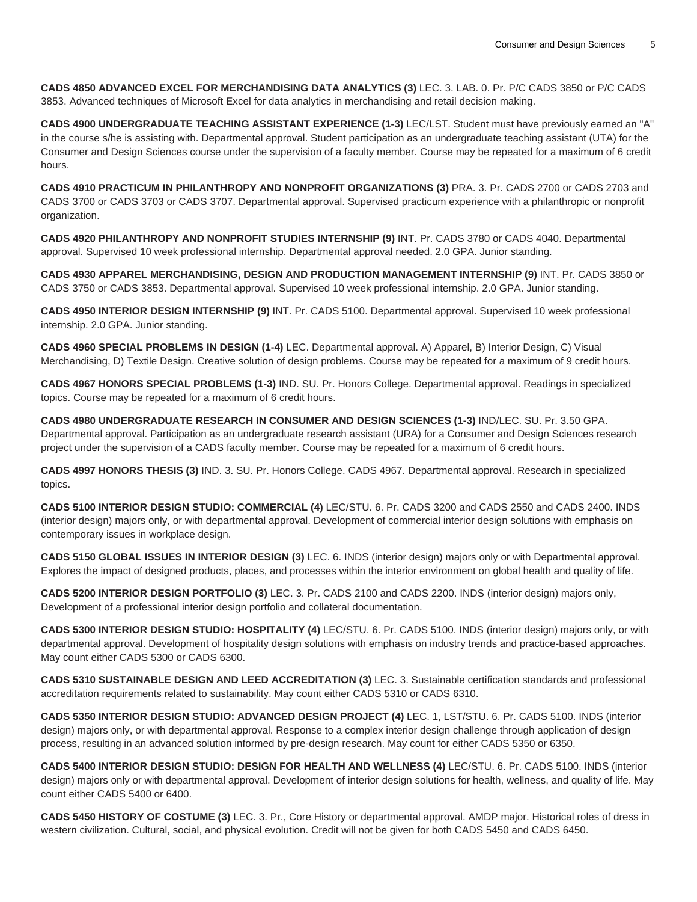**CADS 4850 ADVANCED EXCEL FOR MERCHANDISING DATA ANALYTICS (3)** LEC. 3. LAB. 0. Pr. P/C CADS 3850 or P/C CADS 3853. Advanced techniques of Microsoft Excel for data analytics in merchandising and retail decision making.

**CADS 4900 UNDERGRADUATE TEACHING ASSISTANT EXPERIENCE (1-3)** LEC/LST. Student must have previously earned an "A" in the course s/he is assisting with. Departmental approval. Student participation as an undergraduate teaching assistant (UTA) for the Consumer and Design Sciences course under the supervision of a faculty member. Course may be repeated for a maximum of 6 credit hours.

**CADS 4910 PRACTICUM IN PHILANTHROPY AND NONPROFIT ORGANIZATIONS (3)** PRA. 3. Pr. CADS 2700 or CADS 2703 and CADS 3700 or CADS 3703 or CADS 3707. Departmental approval. Supervised practicum experience with a philanthropic or nonprofit organization.

**CADS 4920 PHILANTHROPY AND NONPROFIT STUDIES INTERNSHIP (9)** INT. Pr. CADS 3780 or CADS 4040. Departmental approval. Supervised 10 week professional internship. Departmental approval needed. 2.0 GPA. Junior standing.

**CADS 4930 APPAREL MERCHANDISING, DESIGN AND PRODUCTION MANAGEMENT INTERNSHIP (9)** INT. Pr. CADS 3850 or CADS 3750 or CADS 3853. Departmental approval. Supervised 10 week professional internship. 2.0 GPA. Junior standing.

**CADS 4950 INTERIOR DESIGN INTERNSHIP (9)** INT. Pr. CADS 5100. Departmental approval. Supervised 10 week professional internship. 2.0 GPA. Junior standing.

**CADS 4960 SPECIAL PROBLEMS IN DESIGN (1-4)** LEC. Departmental approval. A) Apparel, B) Interior Design, C) Visual Merchandising, D) Textile Design. Creative solution of design problems. Course may be repeated for a maximum of 9 credit hours.

**CADS 4967 HONORS SPECIAL PROBLEMS (1-3)** IND. SU. Pr. Honors College. Departmental approval. Readings in specialized topics. Course may be repeated for a maximum of 6 credit hours.

**CADS 4980 UNDERGRADUATE RESEARCH IN CONSUMER AND DESIGN SCIENCES (1-3)** IND/LEC. SU. Pr. 3.50 GPA. Departmental approval. Participation as an undergraduate research assistant (URA) for a Consumer and Design Sciences research project under the supervision of a CADS faculty member. Course may be repeated for a maximum of 6 credit hours.

**CADS 4997 HONORS THESIS (3)** IND. 3. SU. Pr. Honors College. CADS 4967. Departmental approval. Research in specialized topics.

**CADS 5100 INTERIOR DESIGN STUDIO: COMMERCIAL (4)** LEC/STU. 6. Pr. CADS 3200 and CADS 2550 and CADS 2400. INDS (interior design) majors only, or with departmental approval. Development of commercial interior design solutions with emphasis on contemporary issues in workplace design.

**CADS 5150 GLOBAL ISSUES IN INTERIOR DESIGN (3)** LEC. 6. INDS (interior design) majors only or with Departmental approval. Explores the impact of designed products, places, and processes within the interior environment on global health and quality of life.

**CADS 5200 INTERIOR DESIGN PORTFOLIO (3)** LEC. 3. Pr. CADS 2100 and CADS 2200. INDS (interior design) majors only, Development of a professional interior design portfolio and collateral documentation.

**CADS 5300 INTERIOR DESIGN STUDIO: HOSPITALITY (4)** LEC/STU. 6. Pr. CADS 5100. INDS (interior design) majors only, or with departmental approval. Development of hospitality design solutions with emphasis on industry trends and practice-based approaches. May count either CADS 5300 or CADS 6300.

**CADS 5310 SUSTAINABLE DESIGN AND LEED ACCREDITATION (3)** LEC. 3. Sustainable certification standards and professional accreditation requirements related to sustainability. May count either CADS 5310 or CADS 6310.

**CADS 5350 INTERIOR DESIGN STUDIO: ADVANCED DESIGN PROJECT (4)** LEC. 1, LST/STU. 6. Pr. CADS 5100. INDS (interior design) majors only, or with departmental approval. Response to a complex interior design challenge through application of design process, resulting in an advanced solution informed by pre-design research. May count for either CADS 5350 or 6350.

**CADS 5400 INTERIOR DESIGN STUDIO: DESIGN FOR HEALTH AND WELLNESS (4)** LEC/STU. 6. Pr. CADS 5100. INDS (interior design) majors only or with departmental approval. Development of interior design solutions for health, wellness, and quality of life. May count either CADS 5400 or 6400.

**CADS 5450 HISTORY OF COSTUME (3)** LEC. 3. Pr., Core History or departmental approval. AMDP major. Historical roles of dress in western civilization. Cultural, social, and physical evolution. Credit will not be given for both CADS 5450 and CADS 6450.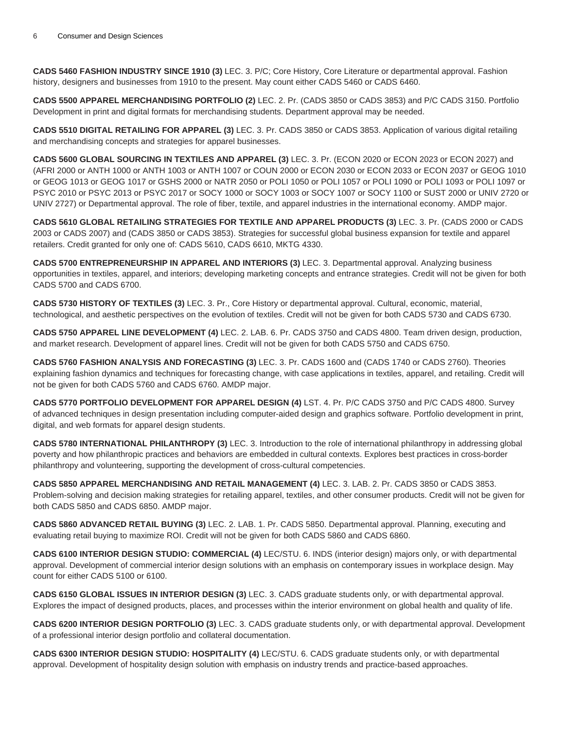**CADS 5460 FASHION INDUSTRY SINCE 1910 (3)** LEC. 3. P/C; Core History, Core Literature or departmental approval. Fashion history, designers and businesses from 1910 to the present. May count either CADS 5460 or CADS 6460.

**CADS 5500 APPAREL MERCHANDISING PORTFOLIO (2)** LEC. 2. Pr. (CADS 3850 or CADS 3853) and P/C CADS 3150. Portfolio Development in print and digital formats for merchandising students. Department approval may be needed.

**CADS 5510 DIGITAL RETAILING FOR APPAREL (3)** LEC. 3. Pr. CADS 3850 or CADS 3853. Application of various digital retailing and merchandising concepts and strategies for apparel businesses.

**CADS 5600 GLOBAL SOURCING IN TEXTILES AND APPAREL (3)** LEC. 3. Pr. (ECON 2020 or ECON 2023 or ECON 2027) and (AFRI 2000 or ANTH 1000 or ANTH 1003 or ANTH 1007 or COUN 2000 or ECON 2030 or ECON 2033 or ECON 2037 or GEOG 1010 or GEOG 1013 or GEOG 1017 or GSHS 2000 or NATR 2050 or POLI 1050 or POLI 1057 or POLI 1090 or POLI 1093 or POLI 1097 or PSYC 2010 or PSYC 2013 or PSYC 2017 or SOCY 1000 or SOCY 1003 or SOCY 1007 or SOCY 1100 or SUST 2000 or UNIV 2720 or UNIV 2727) or Departmental approval. The role of fiber, textile, and apparel industries in the international economy. AMDP major.

**CADS 5610 GLOBAL RETAILING STRATEGIES FOR TEXTILE AND APPAREL PRODUCTS (3)** LEC. 3. Pr. (CADS 2000 or CADS 2003 or CADS 2007) and (CADS 3850 or CADS 3853). Strategies for successful global business expansion for textile and apparel retailers. Credit granted for only one of: CADS 5610, CADS 6610, MKTG 4330.

**CADS 5700 ENTREPRENEURSHIP IN APPAREL AND INTERIORS (3)** LEC. 3. Departmental approval. Analyzing business opportunities in textiles, apparel, and interiors; developing marketing concepts and entrance strategies. Credit will not be given for both CADS 5700 and CADS 6700.

**CADS 5730 HISTORY OF TEXTILES (3)** LEC. 3. Pr., Core History or departmental approval. Cultural, economic, material, technological, and aesthetic perspectives on the evolution of textiles. Credit will not be given for both CADS 5730 and CADS 6730.

**CADS 5750 APPAREL LINE DEVELOPMENT (4)** LEC. 2. LAB. 6. Pr. CADS 3750 and CADS 4800. Team driven design, production, and market research. Development of apparel lines. Credit will not be given for both CADS 5750 and CADS 6750.

**CADS 5760 FASHION ANALYSIS AND FORECASTING (3)** LEC. 3. Pr. CADS 1600 and (CADS 1740 or CADS 2760). Theories explaining fashion dynamics and techniques for forecasting change, with case applications in textiles, apparel, and retailing. Credit will not be given for both CADS 5760 and CADS 6760. AMDP major.

**CADS 5770 PORTFOLIO DEVELOPMENT FOR APPAREL DESIGN (4)** LST. 4. Pr. P/C CADS 3750 and P/C CADS 4800. Survey of advanced techniques in design presentation including computer-aided design and graphics software. Portfolio development in print, digital, and web formats for apparel design students.

**CADS 5780 INTERNATIONAL PHILANTHROPY (3)** LEC. 3. Introduction to the role of international philanthropy in addressing global poverty and how philanthropic practices and behaviors are embedded in cultural contexts. Explores best practices in cross-border philanthropy and volunteering, supporting the development of cross-cultural competencies.

**CADS 5850 APPAREL MERCHANDISING AND RETAIL MANAGEMENT (4)** LEC. 3. LAB. 2. Pr. CADS 3850 or CADS 3853. Problem-solving and decision making strategies for retailing apparel, textiles, and other consumer products. Credit will not be given for both CADS 5850 and CADS 6850. AMDP major.

**CADS 5860 ADVANCED RETAIL BUYING (3)** LEC. 2. LAB. 1. Pr. CADS 5850. Departmental approval. Planning, executing and evaluating retail buying to maximize ROI. Credit will not be given for both CADS 5860 and CADS 6860.

**CADS 6100 INTERIOR DESIGN STUDIO: COMMERCIAL (4)** LEC/STU. 6. INDS (interior design) majors only, or with departmental approval. Development of commercial interior design solutions with an emphasis on contemporary issues in workplace design. May count for either CADS 5100 or 6100.

**CADS 6150 GLOBAL ISSUES IN INTERIOR DESIGN (3)** LEC. 3. CADS graduate students only, or with departmental approval. Explores the impact of designed products, places, and processes within the interior environment on global health and quality of life.

**CADS 6200 INTERIOR DESIGN PORTFOLIO (3)** LEC. 3. CADS graduate students only, or with departmental approval. Development of a professional interior design portfolio and collateral documentation.

**CADS 6300 INTERIOR DESIGN STUDIO: HOSPITALITY (4)** LEC/STU. 6. CADS graduate students only, or with departmental approval. Development of hospitality design solution with emphasis on industry trends and practice-based approaches.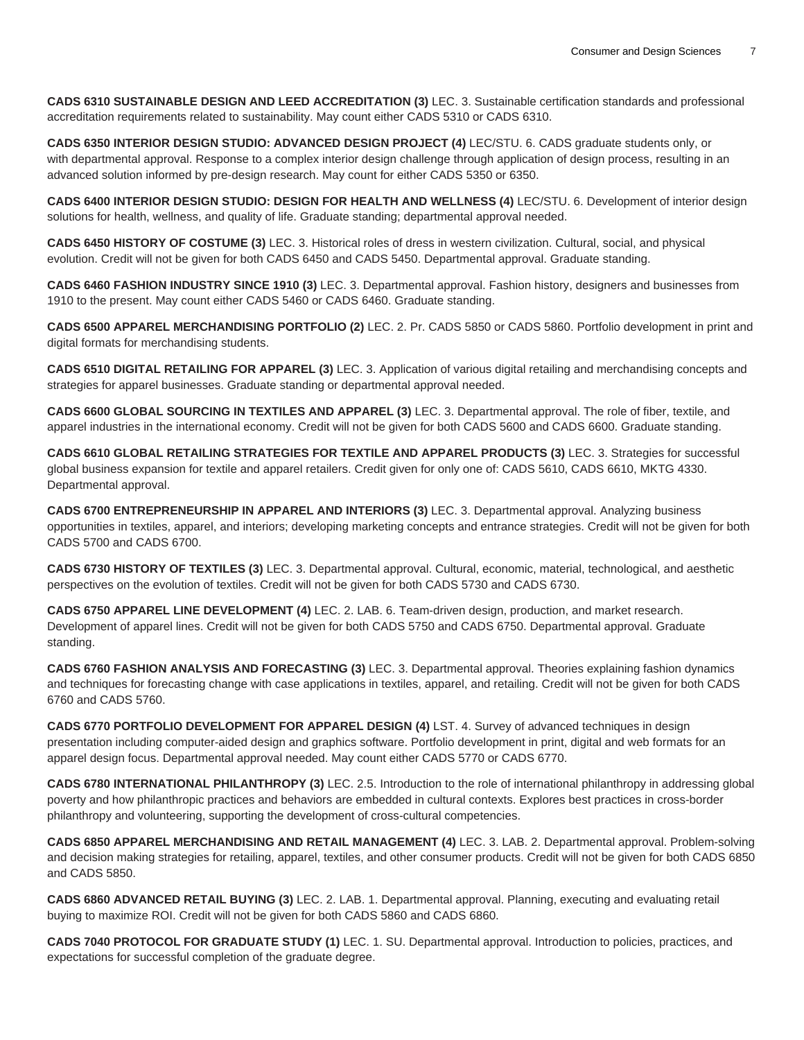**CADS 6310 SUSTAINABLE DESIGN AND LEED ACCREDITATION (3)** LEC. 3. Sustainable certification standards and professional accreditation requirements related to sustainability. May count either CADS 5310 or CADS 6310.

**CADS 6350 INTERIOR DESIGN STUDIO: ADVANCED DESIGN PROJECT (4)** LEC/STU. 6. CADS graduate students only, or with departmental approval. Response to a complex interior design challenge through application of design process, resulting in an advanced solution informed by pre-design research. May count for either CADS 5350 or 6350.

**CADS 6400 INTERIOR DESIGN STUDIO: DESIGN FOR HEALTH AND WELLNESS (4)** LEC/STU. 6. Development of interior design solutions for health, wellness, and quality of life. Graduate standing; departmental approval needed.

**CADS 6450 HISTORY OF COSTUME (3)** LEC. 3. Historical roles of dress in western civilization. Cultural, social, and physical evolution. Credit will not be given for both CADS 6450 and CADS 5450. Departmental approval. Graduate standing.

**CADS 6460 FASHION INDUSTRY SINCE 1910 (3)** LEC. 3. Departmental approval. Fashion history, designers and businesses from 1910 to the present. May count either CADS 5460 or CADS 6460. Graduate standing.

**CADS 6500 APPAREL MERCHANDISING PORTFOLIO (2)** LEC. 2. Pr. CADS 5850 or CADS 5860. Portfolio development in print and digital formats for merchandising students.

**CADS 6510 DIGITAL RETAILING FOR APPAREL (3)** LEC. 3. Application of various digital retailing and merchandising concepts and strategies for apparel businesses. Graduate standing or departmental approval needed.

**CADS 6600 GLOBAL SOURCING IN TEXTILES AND APPAREL (3)** LEC. 3. Departmental approval. The role of fiber, textile, and apparel industries in the international economy. Credit will not be given for both CADS 5600 and CADS 6600. Graduate standing.

**CADS 6610 GLOBAL RETAILING STRATEGIES FOR TEXTILE AND APPAREL PRODUCTS (3)** LEC. 3. Strategies for successful global business expansion for textile and apparel retailers. Credit given for only one of: CADS 5610, CADS 6610, MKTG 4330. Departmental approval.

**CADS 6700 ENTREPRENEURSHIP IN APPAREL AND INTERIORS (3)** LEC. 3. Departmental approval. Analyzing business opportunities in textiles, apparel, and interiors; developing marketing concepts and entrance strategies. Credit will not be given for both CADS 5700 and CADS 6700.

**CADS 6730 HISTORY OF TEXTILES (3)** LEC. 3. Departmental approval. Cultural, economic, material, technological, and aesthetic perspectives on the evolution of textiles. Credit will not be given for both CADS 5730 and CADS 6730.

**CADS 6750 APPAREL LINE DEVELOPMENT (4)** LEC. 2. LAB. 6. Team-driven design, production, and market research. Development of apparel lines. Credit will not be given for both CADS 5750 and CADS 6750. Departmental approval. Graduate standing.

**CADS 6760 FASHION ANALYSIS AND FORECASTING (3)** LEC. 3. Departmental approval. Theories explaining fashion dynamics and techniques for forecasting change with case applications in textiles, apparel, and retailing. Credit will not be given for both CADS 6760 and CADS 5760.

**CADS 6770 PORTFOLIO DEVELOPMENT FOR APPAREL DESIGN (4)** LST. 4. Survey of advanced techniques in design presentation including computer-aided design and graphics software. Portfolio development in print, digital and web formats for an apparel design focus. Departmental approval needed. May count either CADS 5770 or CADS 6770.

**CADS 6780 INTERNATIONAL PHILANTHROPY (3)** LEC. 2.5. Introduction to the role of international philanthropy in addressing global poverty and how philanthropic practices and behaviors are embedded in cultural contexts. Explores best practices in cross-border philanthropy and volunteering, supporting the development of cross-cultural competencies.

**CADS 6850 APPAREL MERCHANDISING AND RETAIL MANAGEMENT (4)** LEC. 3. LAB. 2. Departmental approval. Problem-solving and decision making strategies for retailing, apparel, textiles, and other consumer products. Credit will not be given for both CADS 6850 and CADS 5850.

**CADS 6860 ADVANCED RETAIL BUYING (3)** LEC. 2. LAB. 1. Departmental approval. Planning, executing and evaluating retail buying to maximize ROI. Credit will not be given for both CADS 5860 and CADS 6860.

**CADS 7040 PROTOCOL FOR GRADUATE STUDY (1)** LEC. 1. SU. Departmental approval. Introduction to policies, practices, and expectations for successful completion of the graduate degree.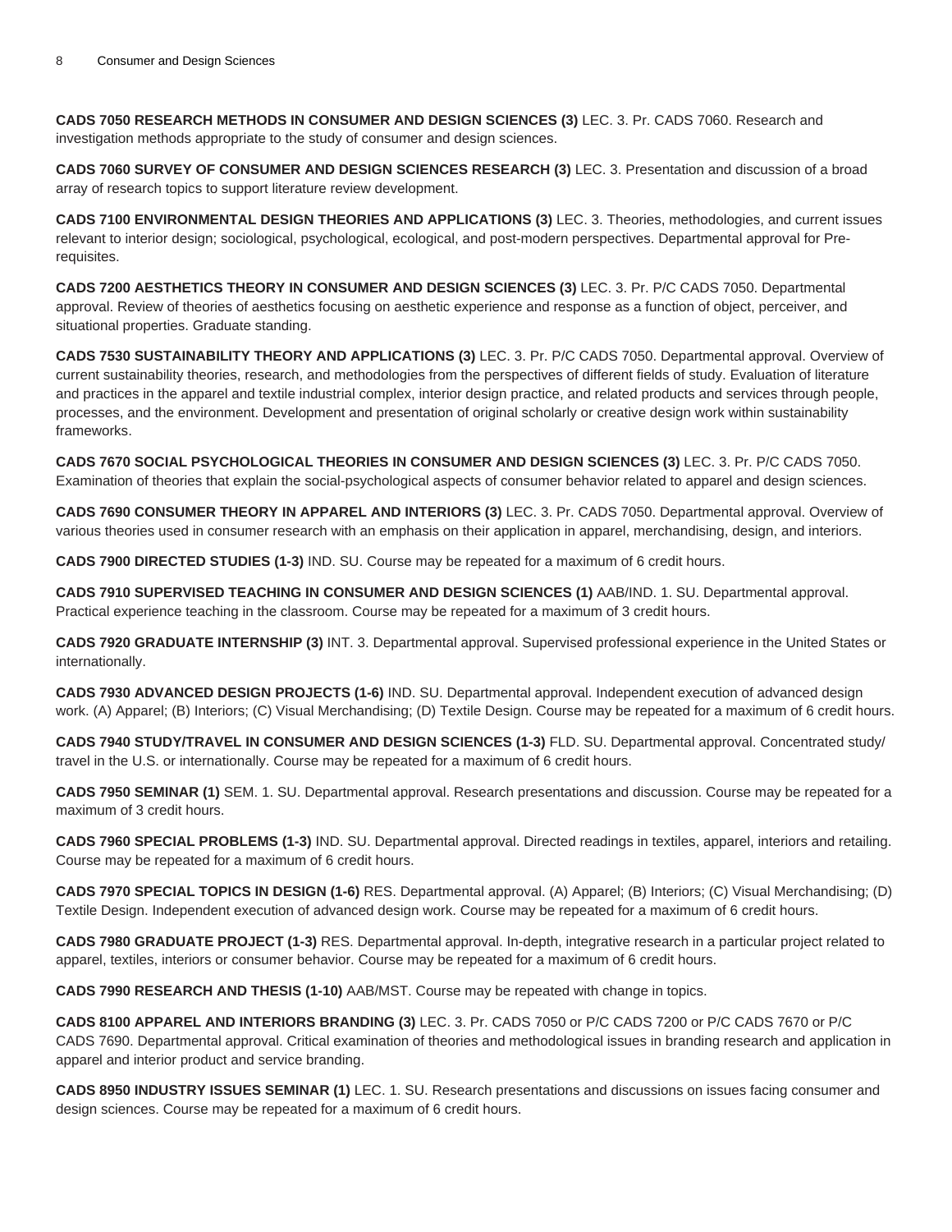**CADS 7050 RESEARCH METHODS IN CONSUMER AND DESIGN SCIENCES (3)** LEC. 3. Pr. CADS 7060. Research and investigation methods appropriate to the study of consumer and design sciences.

**CADS 7060 SURVEY OF CONSUMER AND DESIGN SCIENCES RESEARCH (3)** LEC. 3. Presentation and discussion of a broad array of research topics to support literature review development.

**CADS 7100 ENVIRONMENTAL DESIGN THEORIES AND APPLICATIONS (3)** LEC. 3. Theories, methodologies, and current issues relevant to interior design; sociological, psychological, ecological, and post-modern perspectives. Departmental approval for Pre-requisites.

**CADS 7200 AESTHETICS THEORY IN CONSUMER AND DESIGN SCIENCES (3)** LEC. 3. Pr. P/C CADS 7050. Departmental approval. Review of theories of aesthetics focusing on aesthetic experience and response as a function of object, perceiver, and situational properties. Graduate standing.

**CADS 7530 SUSTAINABILITY THEORY AND APPLICATIONS (3)** LEC. 3. Pr. P/C CADS 7050. Departmental approval. Overview of current sustainability theories, research, and methodologies from the perspectives of different fields of study. Evaluation of literature and practices in the apparel and textile industrial complex, interior design practice, and related products and services through people, processes, and the environment. Development and presentation of original scholarly or creative design work within sustainability frameworks.

**CADS 7670 SOCIAL PSYCHOLOGICAL THEORIES IN CONSUMER AND DESIGN SCIENCES (3)** LEC. 3. Pr. P/C CADS 7050. Examination of theories that explain the social-psychological aspects of consumer behavior related to apparel and design sciences.

**CADS 7690 CONSUMER THEORY IN APPAREL AND INTERIORS (3)** LEC. 3. Pr. CADS 7050. Departmental approval. Overview of various theories used in consumer research with an emphasis on their application in apparel, merchandising, design, and interiors.

**CADS 7900 DIRECTED STUDIES (1-3)** IND. SU. Course may be repeated for a maximum of 6 credit hours.

**CADS 7910 SUPERVISED TEACHING IN CONSUMER AND DESIGN SCIENCES (1)** AAB/IND. 1. SU. Departmental approval. Practical experience teaching in the classroom. Course may be repeated for a maximum of 3 credit hours.

**CADS 7920 GRADUATE INTERNSHIP (3)** INT. 3. Departmental approval. Supervised professional experience in the United States or internationally.

**CADS 7930 ADVANCED DESIGN PROJECTS (1-6)** IND. SU. Departmental approval. Independent execution of advanced design work. (A) Apparel; (B) Interiors; (C) Visual Merchandising; (D) Textile Design. Course may be repeated for a maximum of 6 credit hours.

**CADS 7940 STUDY/TRAVEL IN CONSUMER AND DESIGN SCIENCES (1-3)** FLD. SU. Departmental approval. Concentrated study/travel in the U.S. or internationally. Course may be repeated for a maximum of 6 credit hours.

**CADS 7950 SEMINAR (1)** SEM. 1. SU. Departmental approval. Research presentations and discussion. Course may be repeated for a maximum of 3 credit hours.

**CADS 7960 SPECIAL PROBLEMS (1-3)** IND. SU. Departmental approval. Directed readings in textiles, apparel, interiors and retailing. Course may be repeated for a maximum of 6 credit hours.

**CADS 7970 SPECIAL TOPICS IN DESIGN (1-6)** RES. Departmental approval. (A) Apparel; (B) Interiors; (C) Visual Merchandising; (D) Textile Design. Independent execution of advanced design work. Course may be repeated for a maximum of 6 credit hours.

**CADS 7980 GRADUATE PROJECT (1-3)** RES. Departmental approval. In-depth, integrative research in a particular project related to apparel, textiles, interiors or consumer behavior. Course may be repeated for a maximum of 6 credit hours.

**CADS 7990 RESEARCH AND THESIS (1-10)** AAB/MST. Course may be repeated with change in topics.

**CADS 8100 APPAREL AND INTERIORS BRANDING (3)** LEC. 3. Pr. CADS 7050 or P/C CADS 7200 or P/C CADS 7670 or P/C CADS 7690. Departmental approval. Critical examination of theories and methodological issues in branding research and application in apparel and interior product and service branding.

**CADS 8950 INDUSTRY ISSUES SEMINAR (1)** LEC. 1. SU. Research presentations and discussions on issues facing consumer and design sciences. Course may be repeated for a maximum of 6 credit hours.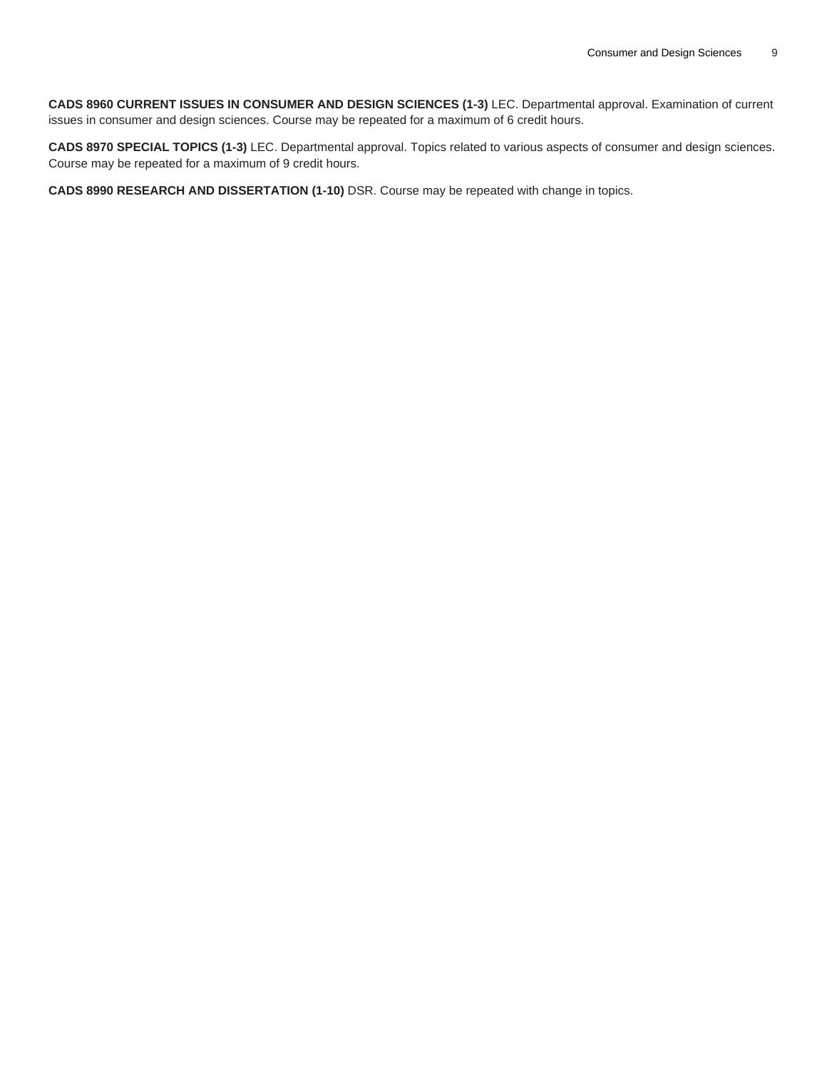**CADS 8960 CURRENT ISSUES IN CONSUMER AND DESIGN SCIENCES (1-3)** LEC. Departmental approval. Examination of current issues in consumer and design sciences. Course may be repeated for a maximum of 6 credit hours.

**CADS 8970 SPECIAL TOPICS (1-3)** LEC. Departmental approval. Topics related to various aspects of consumer and design sciences. Course may be repeated for a maximum of 9 credit hours.

**CADS 8990 RESEARCH AND DISSERTATION (1-10)** DSR. Course may be repeated with change in topics.